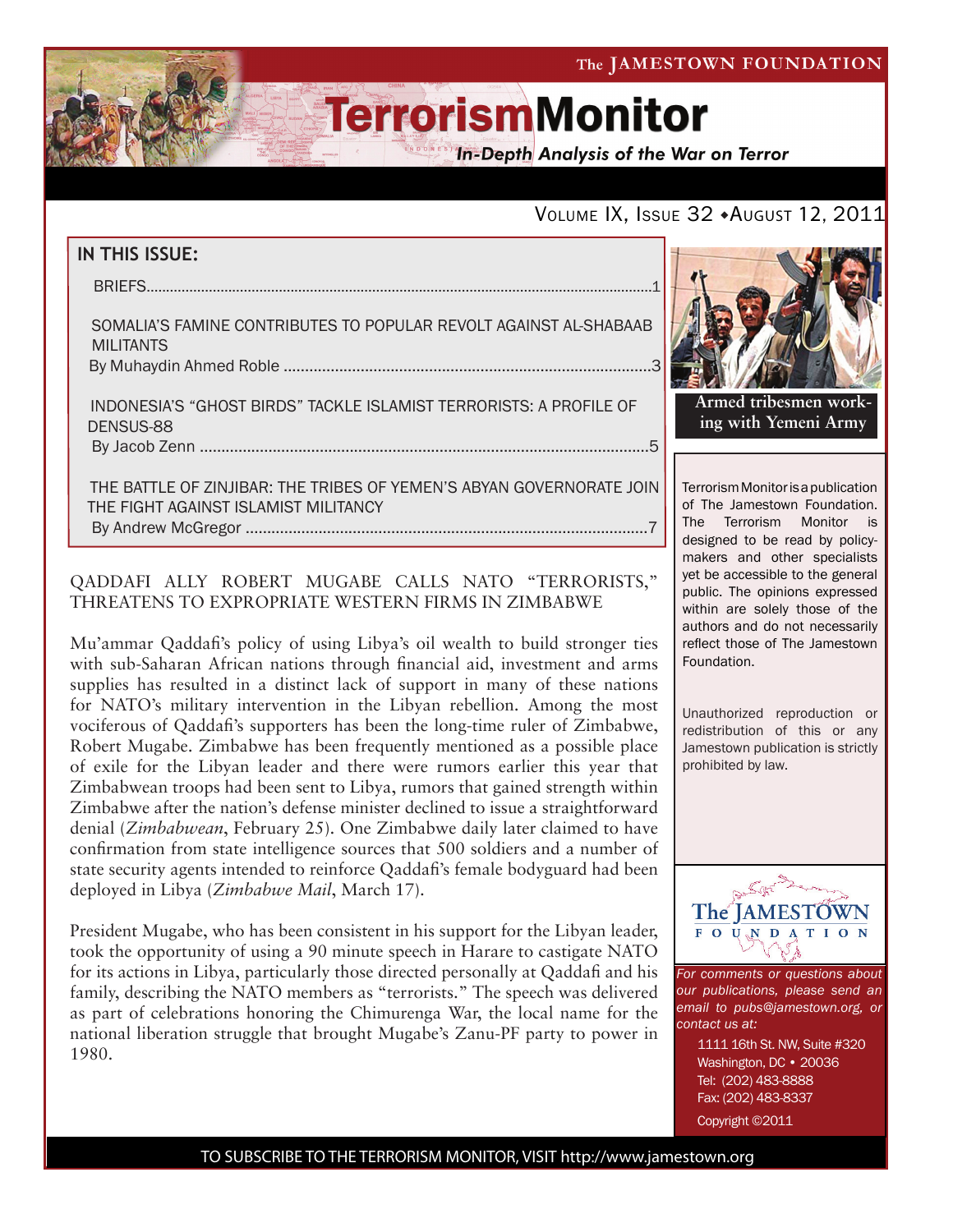The JAMESTOWN FOUNDATION

# TerrorismMonitor

*In-Depth Analysis of the War on Terror*

VOLUME IX, ISSUE 32 • AUGUST 12, 2011

**IN THIS ISSUE:**

BRIEFS.....1

SOMALIA'S FAMINE CONTRIBUTES TO POPULAR REVOLT AGAINST AL-SHABAAB MILITANTS
By Muhaydin Ahmed Roble .....3

INDONESIA'S "GHOST BIRDS" TACKLE ISLAMIST TERRORISTS: A PROFILE OF DENSUS-88
By Jacob Zenn .....5

THE BATTLE OF ZINJIBAR: THE TRIBES OF YEMEN'S ABYAN GOVERNORATE JOIN THE FIGHT AGAINST ISLAMIST MILITANCY
By Andrew McGregor .....7

**Armed tribesmen working with Yemeni Army**

Terrorism Monitor is a publication of The Jamestown Foundation. The Terrorism Monitor is designed to be read by policy-makers and other specialists yet be accessible to the general public. The opinions expressed within are solely those of the authors and do not necessarily reflect those of The Jamestown Foundation.

Unauthorized reproduction or redistribution of this or any Jamestown publication is strictly prohibited by law.

## QADDAFI ALLY ROBERT MUGABE CALLS NATO "TERRORISTS," THREATENS TO EXPROPRIATE WESTERN FIRMS IN ZIMBABWE

Mu'ammar Qaddafi's policy of using Libya's oil wealth to build stronger ties with sub-Saharan African nations through financial aid, investment and arms supplies has resulted in a distinct lack of support in many of these nations for NATO's military intervention in the Libyan rebellion. Among the most vociferous of Qaddafi's supporters has been the long-time ruler of Zimbabwe, Robert Mugabe. Zimbabwe has been frequently mentioned as a possible place of exile for the Libyan leader and there were rumors earlier this year that Zimbabwean troops had been sent to Libya, rumors that gained strength within Zimbabwe after the nation's defense minister declined to issue a straightforward denial (*Zimbabwean*, February 25). One Zimbabwe daily later claimed to have confirmation from state intelligence sources that 500 soldiers and a number of state security agents intended to reinforce Qaddafi's female bodyguard had been deployed in Libya (*Zimbabwe Mail*, March 17).

President Mugabe, who has been consistent in his support for the Libyan leader, took the opportunity of using a 90 minute speech in Harare to castigate NATO for its actions in Libya, particularly those directed personally at Qaddafi and his family, describing the NATO members as "terrorists." The speech was delivered as part of celebrations honoring the Chimurenga War, the local name for the national liberation struggle that brought Mugabe's Zanu-PF party to power in 1980.

*For comments or questions about our publications, please send an email to pubs@jamestown.org, or contact us at:*

1111 16th St. NW, Suite #320
Washington, DC • 20036
Tel: (202) 483-8888
Fax: (202) 483-8337
Copyright ©2011

TO SUBSCRIBE TO THE TERRORISM MONITOR, VISIT http://www.jamestown.org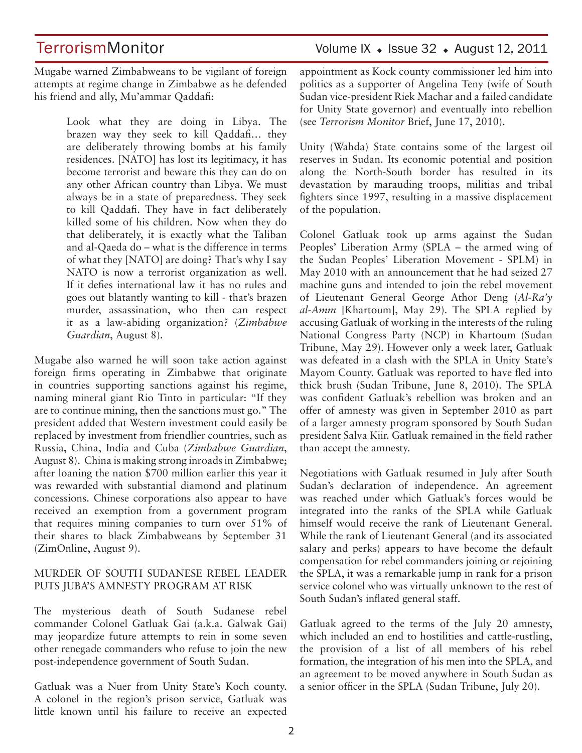Mugabe warned Zimbabweans to be vigilant of foreign attempts at regime change in Zimbabwe as he defended his friend and ally, Mu'ammar Qaddafi:

> Look what they are doing in Libya. The brazen way they seek to kill Qaddafi… they are deliberately throwing bombs at his family residences. [NATO] has lost its legitimacy, it has become terrorist and beware this they can do on any other African country than Libya. We must always be in a state of preparedness. They seek to kill Qaddafi. They have in fact deliberately killed some of his children. Now when they do that deliberately, it is exactly what the Taliban and al-Qaeda do – what is the difference in terms of what they [NATO] are doing? That's why I say NATO is now a terrorist organization as well. If it defies international law it has no rules and goes out blatantly wanting to kill - that's brazen murder, assassination, who then can respect it as a law-abiding organization? (*Zimbabwe Guardian*, August 8).

Mugabe also warned he will soon take action against foreign firms operating in Zimbabwe that originate in countries supporting sanctions against his regime, naming mineral giant Rio Tinto in particular: "If they are to continue mining, then the sanctions must go." The president added that Western investment could easily be replaced by investment from friendlier countries, such as Russia, China, India and Cuba (*Zimbabwe Guardian*, August 8). China is making strong inroads in Zimbabwe; after loaning the nation $700 million earlier this year it was rewarded with substantial diamond and platinum concessions. Chinese corporations also appear to have received an exemption from a government program that requires mining companies to turn over 51% of their shares to black Zimbabweans by September 31 (ZimOnline, August 9).

## MURDER OF SOUTH SUDANESE REBEL LEADER PUTS JUBA'S AMNESTY PROGRAM AT RISK

The mysterious death of South Sudanese rebel commander Colonel Gatluak Gai (a.k.a. Galwak Gai) may jeopardize future attempts to rein in some seven other renegade commanders who refuse to join the new post-independence government of South Sudan.

Gatluak was a Nuer from Unity State's Koch county. A colonel in the region's prison service, Gatluak was little known until his failure to receive an expected appointment as Kock county commissioner led him into politics as a supporter of Angelina Teny (wife of South Sudan vice-president Riek Machar and a failed candidate for Unity State governor) and eventually into rebellion (see *Terrorism Monitor* Brief, June 17, 2010).

Unity (Wahda) State contains some of the largest oil reserves in Sudan. Its economic potential and position along the North-South border has resulted in its devastation by marauding troops, militias and tribal fighters since 1997, resulting in a massive displacement of the population.

Colonel Gatluak took up arms against the Sudan Peoples' Liberation Army (SPLA – the armed wing of the Sudan Peoples' Liberation Movement - SPLM) in May 2010 with an announcement that he had seized 27 machine guns and intended to join the rebel movement of Lieutenant General George Athor Deng (*Al-Ra'y al-Amm* [Khartoum], May 29). The SPLA replied by accusing Gatluak of working in the interests of the ruling National Congress Party (NCP) in Khartoum (Sudan Tribune, May 29). However only a week later, Gatluak was defeated in a clash with the SPLA in Unity State's Mayom County. Gatluak was reported to have fled into thick brush (Sudan Tribune, June 8, 2010). The SPLA was confident Gatluak's rebellion was broken and an offer of amnesty was given in September 2010 as part of a larger amnesty program sponsored by South Sudan president Salva Kiir. Gatluak remained in the field rather than accept the amnesty.

Negotiations with Gatluak resumed in July after South Sudan's declaration of independence. An agreement was reached under which Gatluak's forces would be integrated into the ranks of the SPLA while Gatluak himself would receive the rank of Lieutenant General. While the rank of Lieutenant General (and its associated salary and perks) appears to have become the default compensation for rebel commanders joining or rejoining the SPLA, it was a remarkable jump in rank for a prison service colonel who was virtually unknown to the rest of South Sudan's inflated general staff.

Gatluak agreed to the terms of the July 20 amnesty, which included an end to hostilities and cattle-rustling, the provision of a list of all members of his rebel formation, the integration of his men into the SPLA, and an agreement to be moved anywhere in South Sudan as a senior officer in the SPLA (Sudan Tribune, July 20).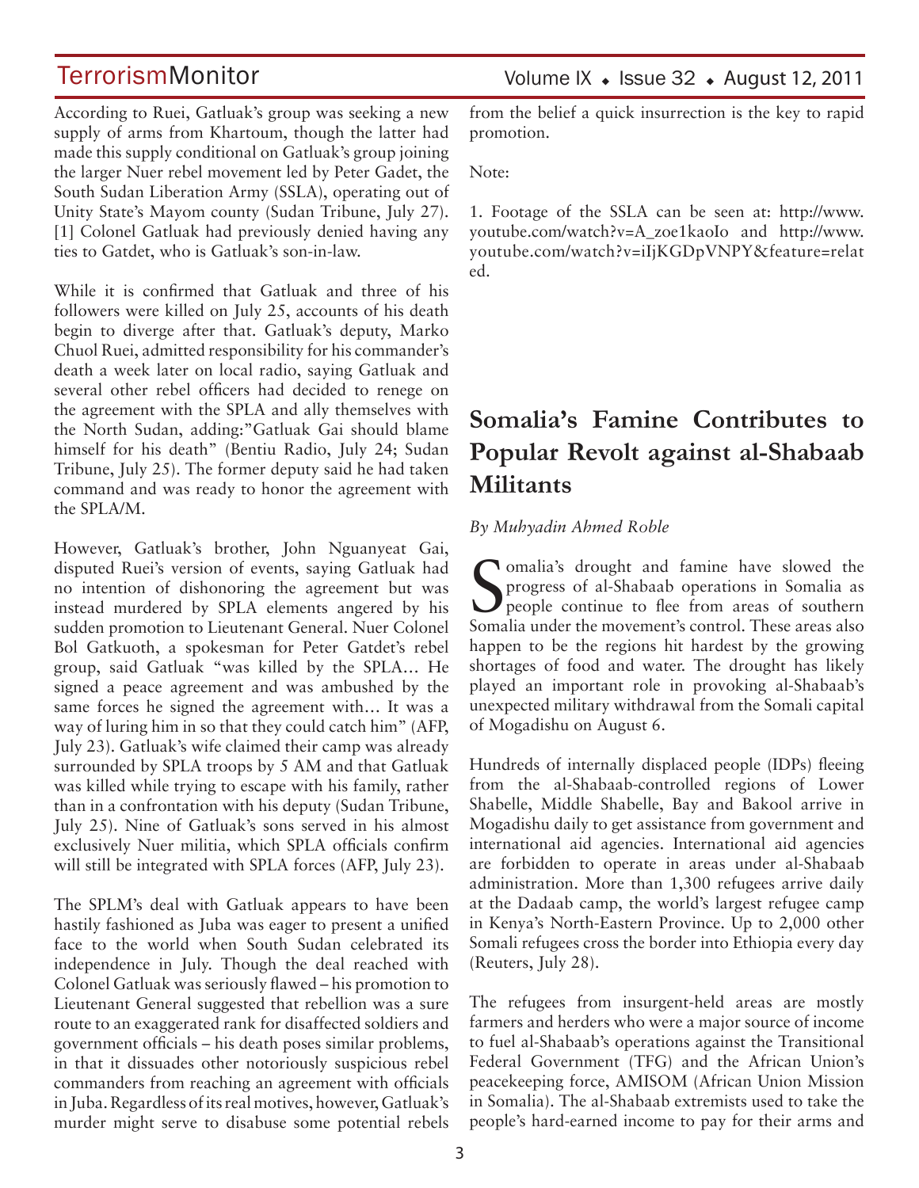According to Ruei, Gatluak's group was seeking a new supply of arms from Khartoum, though the latter had made this supply conditional on Gatluak's group joining the larger Nuer rebel movement led by Peter Gadet, the South Sudan Liberation Army (SSLA), operating out of Unity State's Mayom county (Sudan Tribune, July 27). [1] Colonel Gatluak had previously denied having any ties to Gatdet, who is Gatluak's son-in-law.

While it is confirmed that Gatluak and three of his followers were killed on July 25, accounts of his death begin to diverge after that. Gatluak's deputy, Marko Chuol Ruei, admitted responsibility for his commander's death a week later on local radio, saying Gatluak and several other rebel officers had decided to renege on the agreement with the SPLA and ally themselves with the North Sudan, adding:"Gatluak Gai should blame himself for his death" (Bentiu Radio, July 24; Sudan Tribune, July 25). The former deputy said he had taken command and was ready to honor the agreement with the SPLA/M.

However, Gatluak's brother, John Nguanyeat Gai, disputed Ruei's version of events, saying Gatluak had no intention of dishonoring the agreement but was instead murdered by SPLA elements angered by his sudden promotion to Lieutenant General. Nuer Colonel Bol Gatkuoth, a spokesman for Peter Gatdet's rebel group, said Gatluak "was killed by the SPLA… He signed a peace agreement and was ambushed by the same forces he signed the agreement with… It was a way of luring him in so that they could catch him" (AFP, July 23). Gatluak's wife claimed their camp was already surrounded by SPLA troops by 5 AM and that Gatluak was killed while trying to escape with his family, rather than in a confrontation with his deputy (Sudan Tribune, July 25). Nine of Gatluak's sons served in his almost exclusively Nuer militia, which SPLA officials confirm will still be integrated with SPLA forces (AFP, July 23).

The SPLM's deal with Gatluak appears to have been hastily fashioned as Juba was eager to present a unified face to the world when South Sudan celebrated its independence in July. Though the deal reached with Colonel Gatluak was seriously flawed – his promotion to Lieutenant General suggested that rebellion was a sure route to an exaggerated rank for disaffected soldiers and government officials – his death poses similar problems, in that it dissuades other notoriously suspicious rebel commanders from reaching an agreement with officials in Juba. Regardless of its real motives, however, Gatluak's murder might serve to disabuse some potential rebels from the belief a quick insurrection is the key to rapid promotion.

Note:

1. Footage of the SSLA can be seen at: http://www.youtube.com/watch?v=A_zoe1kaoIo and http://www.youtube.com/watch?v=iIjKGDpVNPY&feature=related.

# Somalia's Famine Contributes to Popular Revolt against al-Shabaab Militants

*By Muhyadin Ahmed Roble*

Somalia's drought and famine have slowed the progress of al-Shabaab operations in Somalia as people continue to flee from areas of southern Somalia under the movement's control. These areas also happen to be the regions hit hardest by the growing shortages of food and water. The drought has likely played an important role in provoking al-Shabaab's unexpected military withdrawal from the Somali capital of Mogadishu on August 6.

Hundreds of internally displaced people (IDPs) fleeing from the al-Shabaab-controlled regions of Lower Shabelle, Middle Shabelle, Bay and Bakool arrive in Mogadishu daily to get assistance from government and international aid agencies. International aid agencies are forbidden to operate in areas under al-Shabaab administration. More than 1,300 refugees arrive daily at the Dadaab camp, the world's largest refugee camp in Kenya's North-Eastern Province. Up to 2,000 other Somali refugees cross the border into Ethiopia every day (Reuters, July 28).

The refugees from insurgent-held areas are mostly farmers and herders who were a major source of income to fuel al-Shabaab's operations against the Transitional Federal Government (TFG) and the African Union's peacekeeping force, AMISOM (African Union Mission in Somalia). The al-Shabaab extremists used to take the people's hard-earned income to pay for their arms and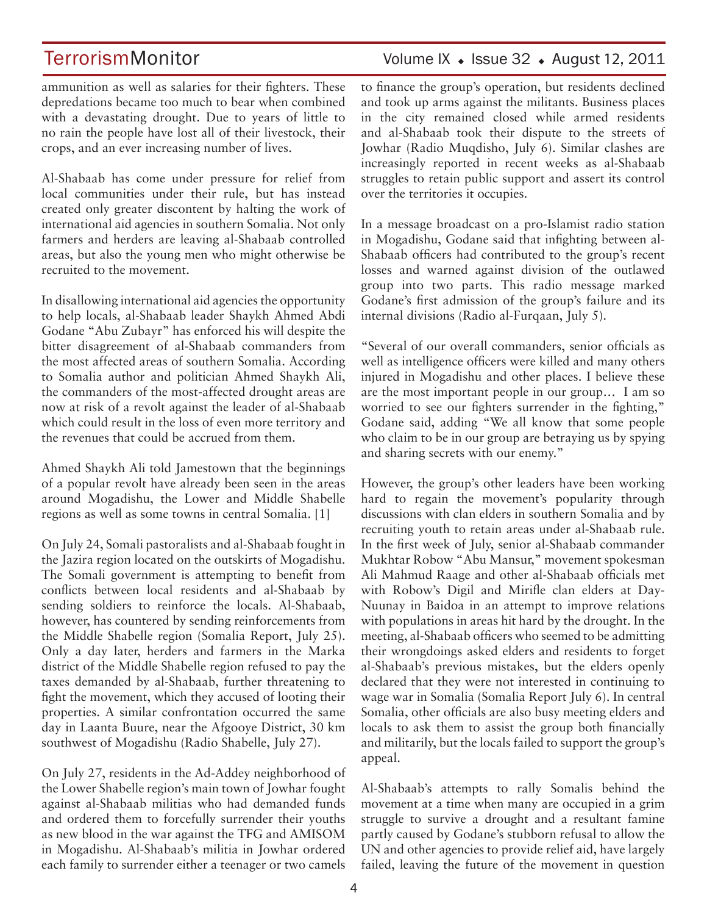ammunition as well as salaries for their fighters. These depredations became too much to bear when combined with a devastating drought. Due to years of little to no rain the people have lost all of their livestock, their crops, and an ever increasing number of lives.

Al-Shabaab has come under pressure for relief from local communities under their rule, but has instead created only greater discontent by halting the work of international aid agencies in southern Somalia. Not only farmers and herders are leaving al-Shabaab controlled areas, but also the young men who might otherwise be recruited to the movement.

In disallowing international aid agencies the opportunity to help locals, al-Shabaab leader Shaykh Ahmed Abdi Godane "Abu Zubayr" has enforced his will despite the bitter disagreement of al-Shabaab commanders from the most affected areas of southern Somalia. According to Somalia author and politician Ahmed Shaykh Ali, the commanders of the most-affected drought areas are now at risk of a revolt against the leader of al-Shabaab which could result in the loss of even more territory and the revenues that could be accrued from them.

Ahmed Shaykh Ali told Jamestown that the beginnings of a popular revolt have already been seen in the areas around Mogadishu, the Lower and Middle Shabelle regions as well as some towns in central Somalia. [1]

On July 24, Somali pastoralists and al-Shabaab fought in the Jazira region located on the outskirts of Mogadishu. The Somali government is attempting to benefit from conflicts between local residents and al-Shabaab by sending soldiers to reinforce the locals. Al-Shabaab, however, has countered by sending reinforcements from the Middle Shabelle region (Somalia Report, July 25). Only a day later, herders and farmers in the Marka district of the Middle Shabelle region refused to pay the taxes demanded by al-Shabaab, further threatening to fight the movement, which they accused of looting their properties. A similar confrontation occurred the same day in Laanta Buure, near the Afgooye District, 30 km southwest of Mogadishu (Radio Shabelle, July 27).

On July 27, residents in the Ad-Addey neighborhood of the Lower Shabelle region's main town of Jowhar fought against al-Shabaab militias who had demanded funds and ordered them to forcefully surrender their youths as new blood in the war against the TFG and AMISOM in Mogadishu. Al-Shabaab's militia in Jowhar ordered each family to surrender either a teenager or two camels to finance the group's operation, but residents declined and took up arms against the militants. Business places in the city remained closed while armed residents and al-Shabaab took their dispute to the streets of Jowhar (Radio Muqdisho, July 6). Similar clashes are increasingly reported in recent weeks as al-Shabaab struggles to retain public support and assert its control over the territories it occupies.

In a message broadcast on a pro-Islamist radio station in Mogadishu, Godane said that infighting between al-Shabaab officers had contributed to the group's recent losses and warned against division of the outlawed group into two parts. This radio message marked Godane's first admission of the group's failure and its internal divisions (Radio al-Furqaan, July 5).

"Several of our overall commanders, senior officials as well as intelligence officers were killed and many others injured in Mogadishu and other places. I believe these are the most important people in our group… I am so worried to see our fighters surrender in the fighting," Godane said, adding "We all know that some people who claim to be in our group are betraying us by spying and sharing secrets with our enemy."

However, the group's other leaders have been working hard to regain the movement's popularity through discussions with clan elders in southern Somalia and by recruiting youth to retain areas under al-Shabaab rule. In the first week of July, senior al-Shabaab commander Mukhtar Robow "Abu Mansur," movement spokesman Ali Mahmud Raage and other al-Shabaab officials met with Robow's Digil and Mirifle clan elders at Day-Nuunay in Baidoa in an attempt to improve relations with populations in areas hit hard by the drought. In the meeting, al-Shabaab officers who seemed to be admitting their wrongdoings asked elders and residents to forget al-Shabaab's previous mistakes, but the elders openly declared that they were not interested in continuing to wage war in Somalia (Somalia Report July 6). In central Somalia, other officials are also busy meeting elders and locals to ask them to assist the group both financially and militarily, but the locals failed to support the group's appeal.

Al-Shabaab's attempts to rally Somalis behind the movement at a time when many are occupied in a grim struggle to survive a drought and a resultant famine partly caused by Godane's stubborn refusal to allow the UN and other agencies to provide relief aid, have largely failed, leaving the future of the movement in question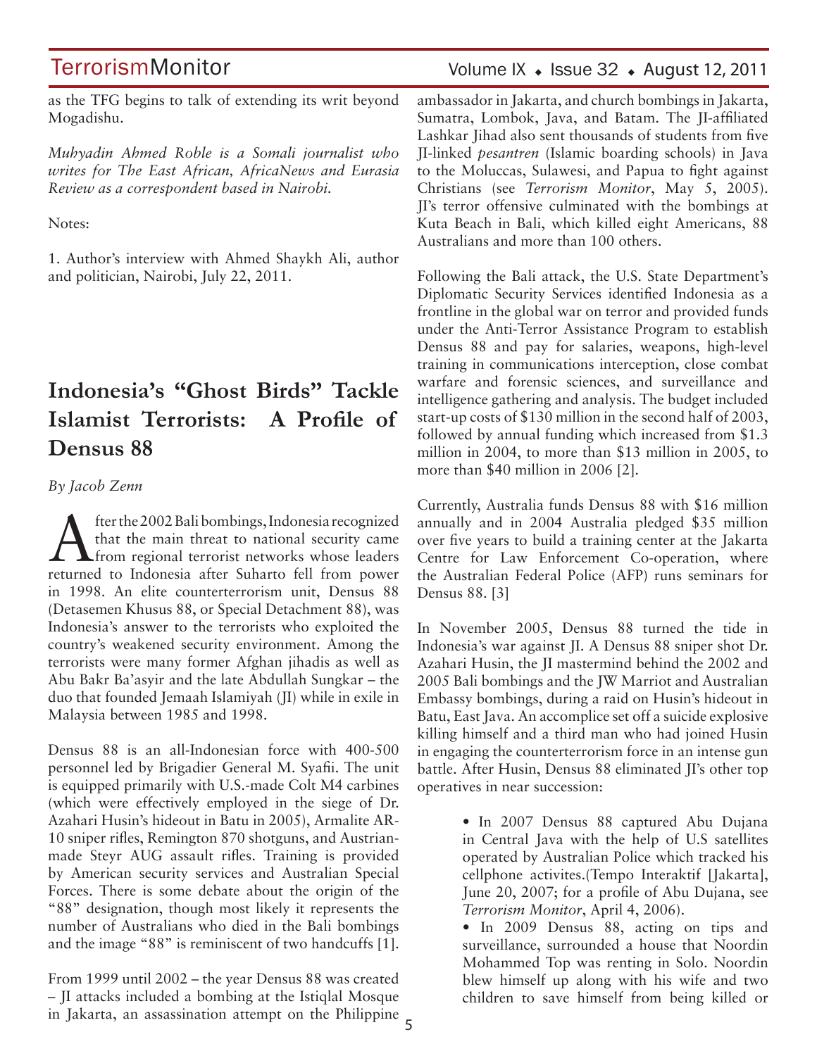as the TFG begins to talk of extending its writ beyond Mogadishu.

*Muhyadin Ahmed Roble is a Somali journalist who writes for The East African, AfricaNews and Eurasia Review as a correspondent based in Nairobi.*

Notes:

1. Author's interview with Ahmed Shaykh Ali, author and politician, Nairobi, July 22, 2011.

# Indonesia's "Ghost Birds" Tackle Islamist Terrorists: A Profile of Densus 88

*By Jacob Zenn*

After the 2002 Bali bombings, Indonesia recognized that the main threat to national security came from regional terrorist networks whose leaders returned to Indonesia after Suharto fell from power in 1998. An elite counterterrorism unit, Densus 88 (Detasemen Khusus 88, or Special Detachment 88), was Indonesia's answer to the terrorists who exploited the country's weakened security environment. Among the terrorists were many former Afghan jihadis as well as Abu Bakr Ba'asyir and the late Abdullah Sungkar – the duo that founded Jemaah Islamiyah (JI) while in exile in Malaysia between 1985 and 1998.

Densus 88 is an all-Indonesian force with 400-500 personnel led by Brigadier General M. Syafii. The unit is equipped primarily with U.S.-made Colt M4 carbines (which were effectively employed in the siege of Dr. Azahari Husin's hideout in Batu in 2005), Armalite AR-10 sniper rifles, Remington 870 shotguns, and Austrian-made Steyr AUG assault rifles. Training is provided by American security services and Australian Special Forces. There is some debate about the origin of the "88" designation, though most likely it represents the number of Australians who died in the Bali bombings and the image "88" is reminiscent of two handcuffs [1].

From 1999 until 2002 – the year Densus 88 was created – JI attacks included a bombing at the Istiqlal Mosque in Jakarta, an assassination attempt on the Philippine ambassador in Jakarta, and church bombings in Jakarta, Sumatra, Lombok, Java, and Batam. The JI-affiliated Lashkar Jihad also sent thousands of students from five JI-linked *pesantren* (Islamic boarding schools) in Java to the Moluccas, Sulawesi, and Papua to fight against Christians (see *Terrorism Monitor*, May 5, 2005). JI's terror offensive culminated with the bombings at Kuta Beach in Bali, which killed eight Americans, 88 Australians and more than 100 others.

Following the Bali attack, the U.S. State Department's Diplomatic Security Services identified Indonesia as a frontline in the global war on terror and provided funds under the Anti-Terror Assistance Program to establish Densus 88 and pay for salaries, weapons, high-level training in communications interception, close combat warfare and forensic sciences, and surveillance and intelligence gathering and analysis. The budget included start-up costs of $130 million in the second half of 2003, followed by annual funding which increased from $1.3 million in 2004, to more than $13 million in 2005, to more than $40 million in 2006 [2].

Currently, Australia funds Densus 88 with $16 million annually and in 2004 Australia pledged $35 million over five years to build a training center at the Jakarta Centre for Law Enforcement Co-operation, where the Australian Federal Police (AFP) runs seminars for Densus 88. [3]

In November 2005, Densus 88 turned the tide in Indonesia's war against JI. A Densus 88 sniper shot Dr. Azahari Husin, the JI mastermind behind the 2002 and 2005 Bali bombings and the JW Marriot and Australian Embassy bombings, during a raid on Husin's hideout in Batu, East Java. An accomplice set off a suicide explosive killing himself and a third man who had joined Husin in engaging the counterterrorism force in an intense gun battle. After Husin, Densus 88 eliminated JI's other top operatives in near succession:

- In 2007 Densus 88 captured Abu Dujana in Central Java with the help of U.S satellites operated by Australian Police which tracked his cellphone activites.(Tempo Interaktif [Jakarta], June 20, 2007; for a profile of Abu Dujana, see *Terrorism Monitor*, April 4, 2006).
- In 2009 Densus 88, acting on tips and surveillance, surrounded a house that Noordin Mohammed Top was renting in Solo. Noordin blew himself up along with his wife and two children to save himself from being killed or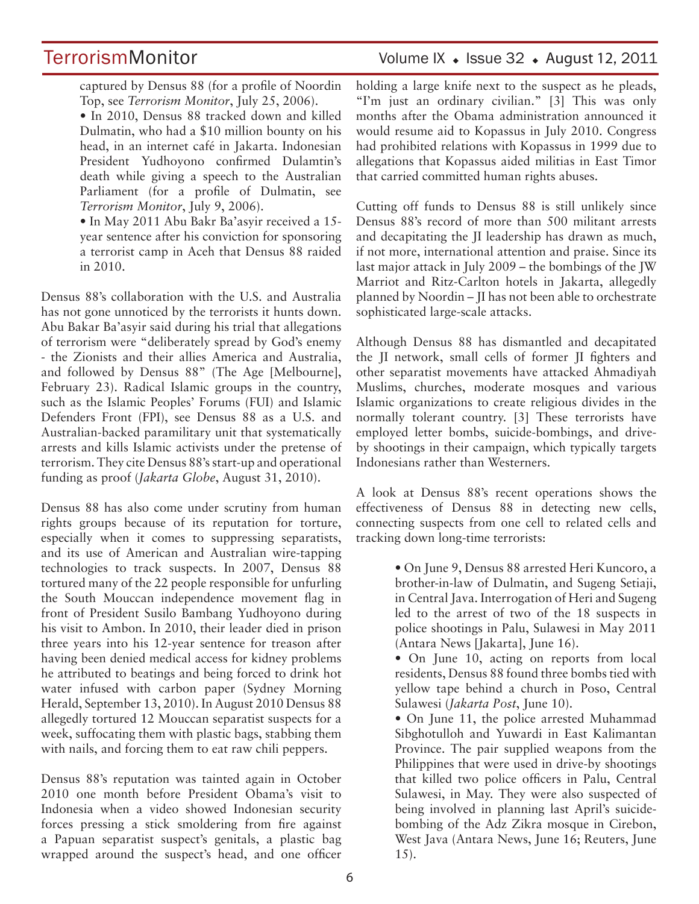captured by Densus 88 (for a profile of Noordin Top, see *Terrorism Monitor*, July 25, 2006).

- In 2010, Densus 88 tracked down and killed Dulmatin, who had a $10 million bounty on his head, in an internet café in Jakarta. Indonesian President Yudhoyono confirmed Dulamtin's death while giving a speech to the Australian Parliament (for a profile of Dulmatin, see *Terrorism Monitor*, July 9, 2006).
- In May 2011 Abu Bakr Ba'asyir received a 15-year sentence after his conviction for sponsoring a terrorist camp in Aceh that Densus 88 raided in 2010.

Densus 88's collaboration with the U.S. and Australia has not gone unnoticed by the terrorists it hunts down. Abu Bakar Ba'asyir said during his trial that allegations of terrorism were "deliberately spread by God's enemy - the Zionists and their allies America and Australia, and followed by Densus 88" (The Age [Melbourne], February 23). Radical Islamic groups in the country, such as the Islamic Peoples' Forums (FUI) and Islamic Defenders Front (FPI), see Densus 88 as a U.S. and Australian-backed paramilitary unit that systematically arrests and kills Islamic activists under the pretense of terrorism. They cite Densus 88's start-up and operational funding as proof (*Jakarta Globe*, August 31, 2010).

Densus 88 has also come under scrutiny from human rights groups because of its reputation for torture, especially when it comes to suppressing separatists, and its use of American and Australian wire-tapping technologies to track suspects. In 2007, Densus 88 tortured many of the 22 people responsible for unfurling the South Mouccan independence movement flag in front of President Susilo Bambang Yudhoyono during his visit to Ambon. In 2010, their leader died in prison three years into his 12-year sentence for treason after having been denied medical access for kidney problems he attributed to beatings and being forced to drink hot water infused with carbon paper (Sydney Morning Herald, September 13, 2010). In August 2010 Densus 88 allegedly tortured 12 Mouccan separatist suspects for a week, suffocating them with plastic bags, stabbing them with nails, and forcing them to eat raw chili peppers.

Densus 88's reputation was tainted again in October 2010 one month before President Obama's visit to Indonesia when a video showed Indonesian security forces pressing a stick smoldering from fire against a Papuan separatist suspect's genitals, a plastic bag wrapped around the suspect's head, and one officer holding a large knife next to the suspect as he pleads, "I'm just an ordinary civilian." [3] This was only months after the Obama administration announced it would resume aid to Kopassus in July 2010. Congress had prohibited relations with Kopassus in 1999 due to allegations that Kopassus aided militias in East Timor that carried committed human rights abuses.

Cutting off funds to Densus 88 is still unlikely since Densus 88's record of more than 500 militant arrests and decapitating the JI leadership has drawn as much, if not more, international attention and praise. Since its last major attack in July 2009 – the bombings of the JW Marriot and Ritz-Carlton hotels in Jakarta, allegedly planned by Noordin – JI has not been able to orchestrate sophisticated large-scale attacks.

Although Densus 88 has dismantled and decapitated the JI network, small cells of former JI fighters and other separatist movements have attacked Ahmadiyah Muslims, churches, moderate mosques and various Islamic organizations to create religious divides in the normally tolerant country. [3] These terrorists have employed letter bombs, suicide-bombings, and drive-by shootings in their campaign, which typically targets Indonesians rather than Westerners.

A look at Densus 88's recent operations shows the effectiveness of Densus 88 in detecting new cells, connecting suspects from one cell to related cells and tracking down long-time terrorists:

- On June 9, Densus 88 arrested Heri Kuncoro, a brother-in-law of Dulmatin, and Sugeng Setiaji, in Central Java. Interrogation of Heri and Sugeng led to the arrest of two of the 18 suspects in police shootings in Palu, Sulawesi in May 2011 (Antara News [Jakarta], June 16).
- On June 10, acting on reports from local residents, Densus 88 found three bombs tied with yellow tape behind a church in Poso, Central Sulawesi (*Jakarta Post*, June 10).
- On June 11, the police arrested Muhammad Sibghotulloh and Yuwardi in East Kalimantan Province. The pair supplied weapons from the Philippines that were used in drive-by shootings that killed two police officers in Palu, Central Sulawesi, in May. They were also suspected of being involved in planning last April's suicide-bombing of the Adz Zikra mosque in Cirebon, West Java (Antara News, June 16; Reuters, June 15).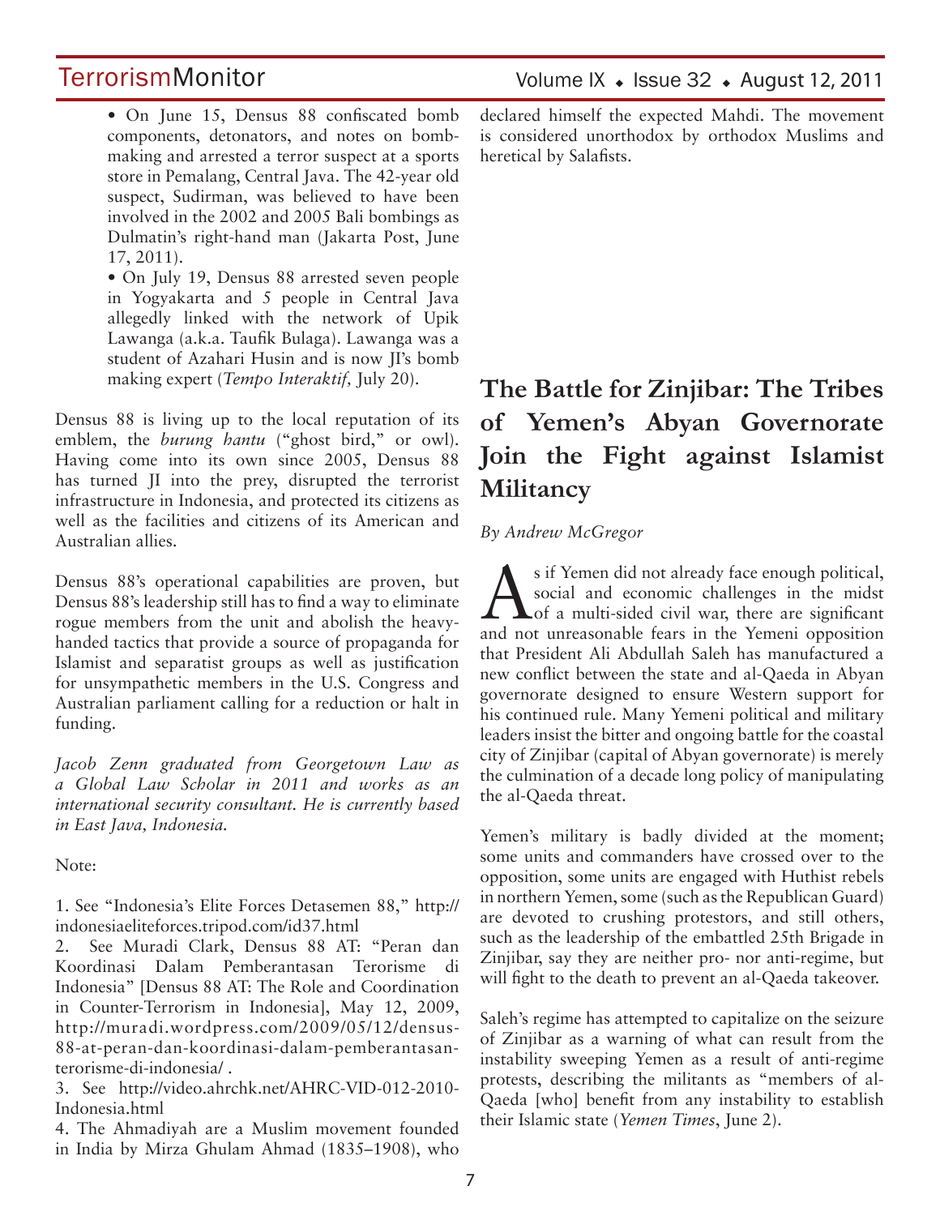- On June 15, Densus 88 confiscated bomb components, detonators, and notes on bomb-making and arrested a terror suspect at a sports store in Pemalang, Central Java. The 42-year old suspect, Sudirman, was believed to have been involved in the 2002 and 2005 Bali bombings as Dulmatin's right-hand man (Jakarta Post, June 17, 2011).
- On July 19, Densus 88 arrested seven people in Yogyakarta and 5 people in Central Java allegedly linked with the network of Upik Lawanga (a.k.a. Taufik Bulaga). Lawanga was a student of Azahari Husin and is now JI's bomb making expert (*Tempo Interaktif*, July 20).

Densus 88 is living up to the local reputation of its emblem, the *burung hantu* ("ghost bird," or owl). Having come into its own since 2005, Densus 88 has turned JI into the prey, disrupted the terrorist infrastructure in Indonesia, and protected its citizens as well as the facilities and citizens of its American and Australian allies.

Densus 88's operational capabilities are proven, but Densus 88's leadership still has to find a way to eliminate rogue members from the unit and abolish the heavy-handed tactics that provide a source of propaganda for Islamist and separatist groups as well as justification for unsympathetic members in the U.S. Congress and Australian parliament calling for a reduction or halt in funding.

*Jacob Zenn graduated from Georgetown Law as a Global Law Scholar in 2011 and works as an international security consultant. He is currently based in East Java, Indonesia.*

Note:

1. See "Indonesia's Elite Forces Detasemen 88," http://indonesiaeliteforces.tripod.com/id37.html
2. See Muradi Clark, Densus 88 AT: "Peran dan Koordinasi Dalam Pemberantasan Terorisme di Indonesia" [Densus 88 AT: The Role and Coordination in Counter-Terrorism in Indonesia], May 12, 2009, http://muradi.wordpress.com/2009/05/12/densus-88-at-peran-dan-koordinasi-dalam-pemberantasan-terorisme-di-indonesia/ .
3. See http://video.ahrchk.net/AHRC-VID-012-2010-Indonesia.html
4. The Ahmadiyah are a Muslim movement founded in India by Mirza Ghulam Ahmad (1835–1908), who declared himself the expected Mahdi. The movement is considered unorthodox by orthodox Muslims and heretical by Salafists.

# The Battle for Zinjibar: The Tribes of Yemen's Abyan Governorate Join the Fight against Islamist Militancy

*By Andrew McGregor*

As if Yemen did not already face enough political, social and economic challenges in the midst of a multi-sided civil war, there are significant and not unreasonable fears in the Yemeni opposition that President Ali Abdullah Saleh has manufactured a new conflict between the state and al-Qaeda in Abyan governorate designed to ensure Western support for his continued rule. Many Yemeni political and military leaders insist the bitter and ongoing battle for the coastal city of Zinjibar (capital of Abyan governorate) is merely the culmination of a decade long policy of manipulating the al-Qaeda threat.

Yemen's military is badly divided at the moment; some units and commanders have crossed over to the opposition, some units are engaged with Huthist rebels in northern Yemen, some (such as the Republican Guard) are devoted to crushing protestors, and still others, such as the leadership of the embattled 25th Brigade in Zinjibar, say they are neither pro- nor anti-regime, but will fight to the death to prevent an al-Qaeda takeover.

Saleh's regime has attempted to capitalize on the seizure of Zinjibar as a warning of what can result from the instability sweeping Yemen as a result of anti-regime protests, describing the militants as "members of al-Qaeda [who] benefit from any instability to establish their Islamic state (*Yemen Times*, June 2).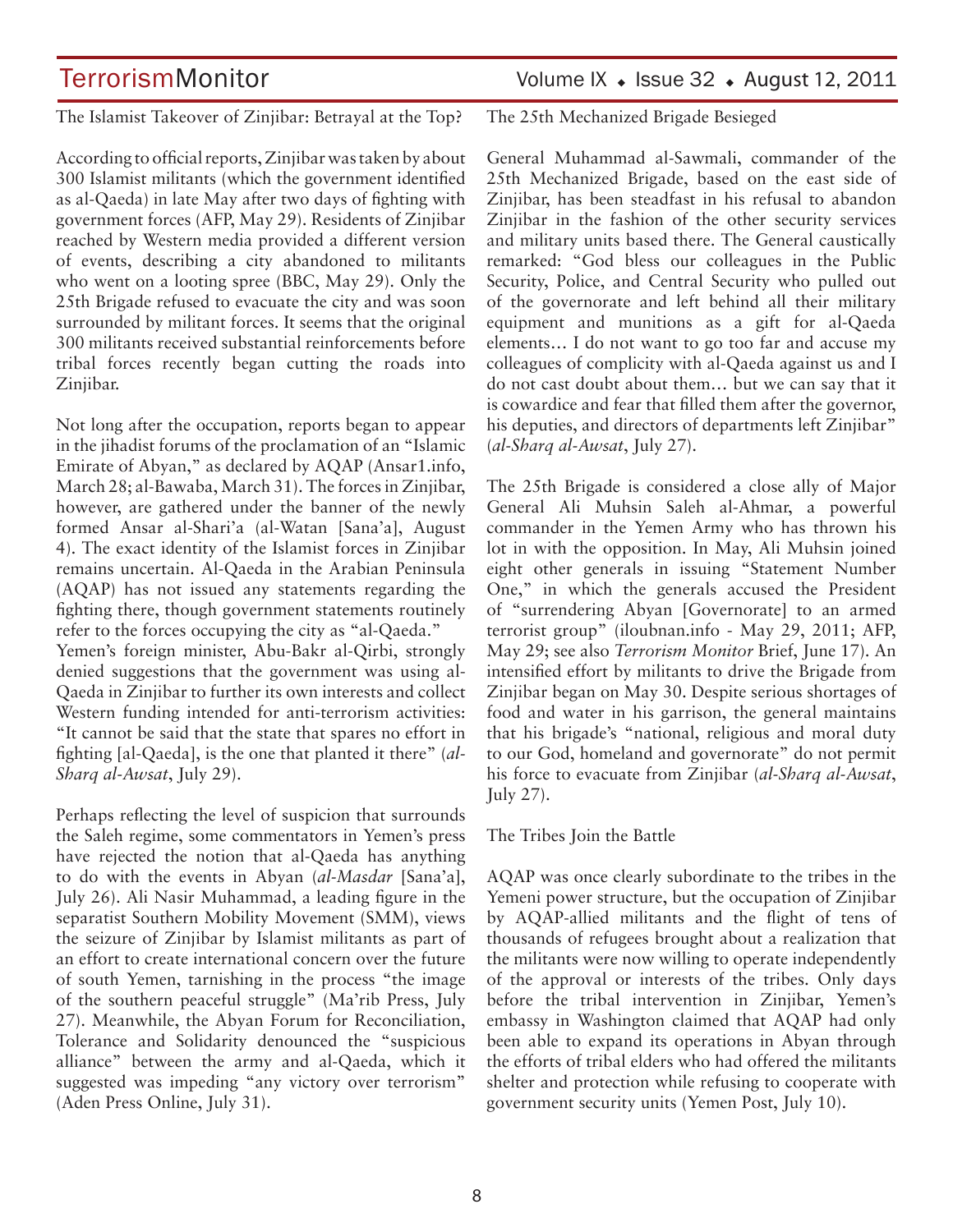## The Islamist Takeover of Zinjibar: Betrayal at the Top?

According to official reports, Zinjibar was taken by about 300 Islamist militants (which the government identified as al-Qaeda) in late May after two days of fighting with government forces (AFP, May 29). Residents of Zinjibar reached by Western media provided a different version of events, describing a city abandoned to militants who went on a looting spree (BBC, May 29). Only the 25th Brigade refused to evacuate the city and was soon surrounded by militant forces. It seems that the original 300 militants received substantial reinforcements before tribal forces recently began cutting the roads into Zinjibar.

Not long after the occupation, reports began to appear in the jihadist forums of the proclamation of an "Islamic Emirate of Abyan," as declared by AQAP (Ansar1.info, March 28; al-Bawaba, March 31). The forces in Zinjibar, however, are gathered under the banner of the newly formed Ansar al-Shari'a (al-Watan [Sana'a], August 4). The exact identity of the Islamist forces in Zinjibar remains uncertain. Al-Qaeda in the Arabian Peninsula (AQAP) has not issued any statements regarding the fighting there, though government statements routinely refer to the forces occupying the city as "al-Qaeda."

Yemen's foreign minister, Abu-Bakr al-Qirbi, strongly denied suggestions that the government was using al-Qaeda in Zinjibar to further its own interests and collect Western funding intended for anti-terrorism activities: "It cannot be said that the state that spares no effort in fighting [al-Qaeda], is the one that planted it there" (*al-Sharq al-Awsat*, July 29).

Perhaps reflecting the level of suspicion that surrounds the Saleh regime, some commentators in Yemen's press have rejected the notion that al-Qaeda has anything to do with the events in Abyan (*al-Masdar* [Sana'a], July 26). Ali Nasir Muhammad, a leading figure in the separatist Southern Mobility Movement (SMM), views the seizure of Zinjibar by Islamist militants as part of an effort to create international concern over the future of south Yemen, tarnishing in the process "the image of the southern peaceful struggle" (Ma'rib Press, July 27). Meanwhile, the Abyan Forum for Reconciliation, Tolerance and Solidarity denounced the "suspicious alliance" between the army and al-Qaeda, which it suggested was impeding "any victory over terrorism" (Aden Press Online, July 31).

## The 25th Mechanized Brigade Besieged

General Muhammad al-Sawmali, commander of the 25th Mechanized Brigade, based on the east side of Zinjibar, has been steadfast in his refusal to abandon Zinjibar in the fashion of the other security services and military units based there. The General caustically remarked: "God bless our colleagues in the Public Security, Police, and Central Security who pulled out of the governorate and left behind all their military equipment and munitions as a gift for al-Qaeda elements… I do not want to go too far and accuse my colleagues of complicity with al-Qaeda against us and I do not cast doubt about them… but we can say that it is cowardice and fear that filled them after the governor, his deputies, and directors of departments left Zinjibar" (*al-Sharq al-Awsat*, July 27).

The 25th Brigade is considered a close ally of Major General Ali Muhsin Saleh al-Ahmar, a powerful commander in the Yemen Army who has thrown his lot in with the opposition. In May, Ali Muhsin joined eight other generals in issuing "Statement Number One," in which the generals accused the President of "surrendering Abyan [Governorate] to an armed terrorist group" (iloubnan.info - May 29, 2011; AFP, May 29; see also *Terrorism Monitor* Brief, June 17). An intensified effort by militants to drive the Brigade from Zinjibar began on May 30. Despite serious shortages of food and water in his garrison, the general maintains that his brigade's "national, religious and moral duty to our God, homeland and governorate" do not permit his force to evacuate from Zinjibar (*al-Sharq al-Awsat*, July 27).

## The Tribes Join the Battle

AQAP was once clearly subordinate to the tribes in the Yemeni power structure, but the occupation of Zinjibar by AQAP-allied militants and the flight of tens of thousands of refugees brought about a realization that the militants were now willing to operate independently of the approval or interests of the tribes. Only days before the tribal intervention in Zinjibar, Yemen's embassy in Washington claimed that AQAP had only been able to expand its operations in Abyan through the efforts of tribal elders who had offered the militants shelter and protection while refusing to cooperate with government security units (Yemen Post, July 10).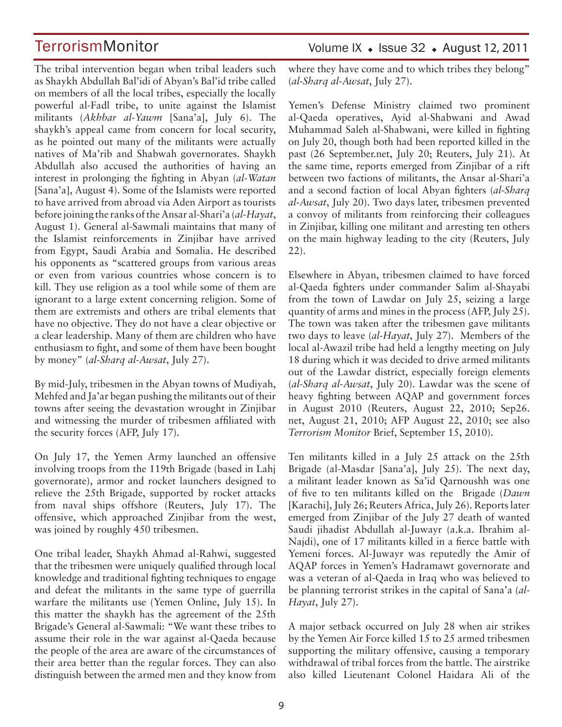The tribal intervention began when tribal leaders such as Shaykh Abdullah Bal'idi of Abyan's Bal'id tribe called on members of all the local tribes, especially the locally powerful al-Fadl tribe, to unite against the Islamist militants (*Akhbar al-Yawm* [Sana'a], July 6). The shaykh's appeal came from concern for local security, as he pointed out many of the militants were actually natives of Ma'rib and Shabwah governorates. Shaykh Abdullah also accused the authorities of having an interest in prolonging the fighting in Abyan (*al-Watan* [Sana'a], August 4). Some of the Islamists were reported to have arrived from abroad via Aden Airport as tourists before joining the ranks of the Ansar al-Shari'a (*al-Hayat*, August 1). General al-Sawmali maintains that many of the Islamist reinforcements in Zinjibar have arrived from Egypt, Saudi Arabia and Somalia. He described his opponents as "scattered groups from various areas or even from various countries whose concern is to kill. They use religion as a tool while some of them are ignorant to a large extent concerning religion. Some of them are extremists and others are tribal elements that have no objective. They do not have a clear objective or a clear leadership. Many of them are children who have enthusiasm to fight, and some of them have been bought by money" (*al-Sharq al-Awsat*, July 27).

By mid-July, tribesmen in the Abyan towns of Mudiyah, Mehfed and Ja'ar began pushing the militants out of their towns after seeing the devastation wrought in Zinjibar and witnessing the murder of tribesmen affiliated with the security forces (AFP, July 17).

On July 17, the Yemen Army launched an offensive involving troops from the 119th Brigade (based in Lahj governorate), armor and rocket launchers designed to relieve the 25th Brigade, supported by rocket attacks from naval ships offshore (Reuters, July 17). The offensive, which approached Zinjibar from the west, was joined by roughly 450 tribesmen.

One tribal leader, Shaykh Ahmad al-Rahwi, suggested that the tribesmen were uniquely qualified through local knowledge and traditional fighting techniques to engage and defeat the militants in the same type of guerrilla warfare the militants use (Yemen Online, July 15). In this matter the shaykh has the agreement of the 25th Brigade's General al-Sawmali: "We want these tribes to assume their role in the war against al-Qaeda because the people of the area are aware of the circumstances of their area better than the regular forces. They can also distinguish between the armed men and they know from where they have come and to which tribes they belong" (*al-Sharq al-Awsat*, July 27).

Yemen's Defense Ministry claimed two prominent al-Qaeda operatives, Ayid al-Shabwani and Awad Muhammad Saleh al-Shabwani, were killed in fighting on July 20, though both had been reported killed in the past (26 September.net, July 20; Reuters, July 21). At the same time, reports emerged from Zinjibar of a rift between two factions of militants, the Ansar al-Shari'a and a second faction of local Abyan fighters (*al-Sharq al-Awsat*, July 20). Two days later, tribesmen prevented a convoy of militants from reinforcing their colleagues in Zinjibar, killing one militant and arresting ten others on the main highway leading to the city (Reuters, July 22).

Elsewhere in Abyan, tribesmen claimed to have forced al-Qaeda fighters under commander Salim al-Shayabi from the town of Lawdar on July 25, seizing a large quantity of arms and mines in the process (AFP, July 25). The town was taken after the tribesmen gave militants two days to leave (*al-Hayat*, July 27). Members of the local al-Awazil tribe had held a lengthy meeting on July 18 during which it was decided to drive armed militants out of the Lawdar district, especially foreign elements (*al-Sharq al-Awsat*, July 20). Lawdar was the scene of heavy fighting between AQAP and government forces in August 2010 (Reuters, August 22, 2010; Sep26.net, August 21, 2010; AFP August 22, 2010; see also *Terrorism Monitor* Brief, September 15, 2010).

Ten militants killed in a July 25 attack on the 25th Brigade (al-Masdar [Sana'a], July 25). The next day, a militant leader known as Sa'id Qarnoushh was one of five to ten militants killed on the Brigade (*Dawn* [Karachi], July 26; Reuters Africa, July 26). Reports later emerged from Zinjibar of the July 27 death of wanted Saudi jihadist Abdullah al-Juwayr (a.k.a. Ibrahim al-Najdi), one of 17 militants killed in a fierce battle with Yemeni forces. Al-Juwayr was reputedly the Amir of AQAP forces in Yemen's Hadramawt governorate and was a veteran of al-Qaeda in Iraq who was believed to be planning terrorist strikes in the capital of Sana'a (*al-Hayat*, July 27).

A major setback occurred on July 28 when air strikes by the Yemen Air Force killed 15 to 25 armed tribesmen supporting the military offensive, causing a temporary withdrawal of tribal forces from the battle. The airstrike also killed Lieutenant Colonel Haidara Ali of the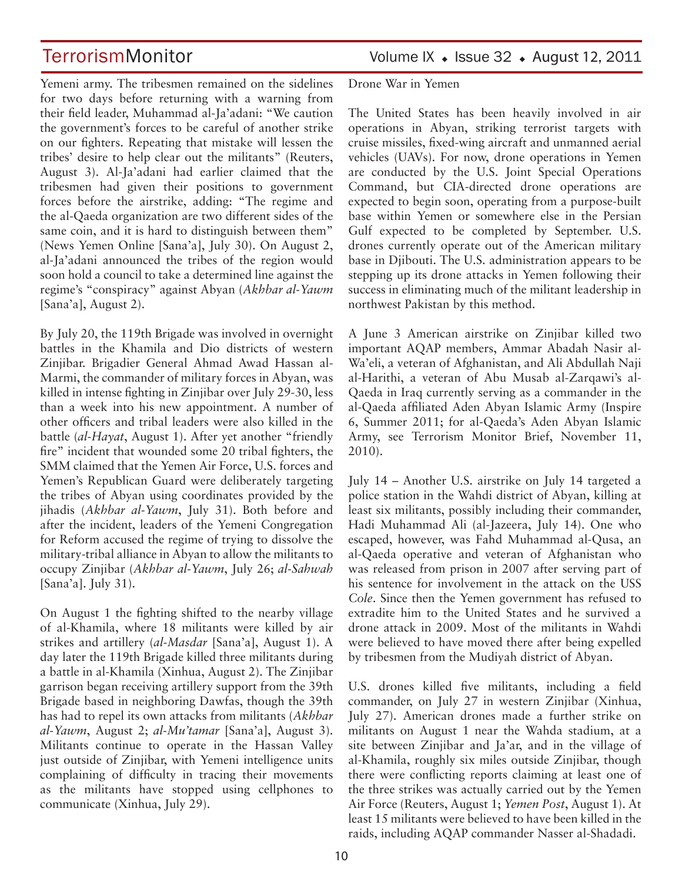Yemeni army. The tribesmen remained on the sidelines for two days before returning with a warning from their field leader, Muhammad al-Ja'adani: "We caution the government's forces to be careful of another strike on our fighters. Repeating that mistake will lessen the tribes' desire to help clear out the militants" (Reuters, August 3). Al-Ja'adani had earlier claimed that the tribesmen had given their positions to government forces before the airstrike, adding: "The regime and the al-Qaeda organization are two different sides of the same coin, and it is hard to distinguish between them" (News Yemen Online [Sana'a], July 30). On August 2, al-Ja'adani announced the tribes of the region would soon hold a council to take a determined line against the regime's "conspiracy" against Abyan (*Akhbar al-Yawm* [Sana'a], August 2).

By July 20, the 119th Brigade was involved in overnight battles in the Khamila and Dio districts of western Zinjibar. Brigadier General Ahmad Awad Hassan al-Marmi, the commander of military forces in Abyan, was killed in intense fighting in Zinjibar over July 29-30, less than a week into his new appointment. A number of other officers and tribal leaders were also killed in the battle (*al-Hayat*, August 1). After yet another "friendly fire" incident that wounded some 20 tribal fighters, the SMM claimed that the Yemen Air Force, U.S. forces and Yemen's Republican Guard were deliberately targeting the tribes of Abyan using coordinates provided by the jihadis (*Akhbar al-Yawm*, July 31). Both before and after the incident, leaders of the Yemeni Congregation for Reform accused the regime of trying to dissolve the military-tribal alliance in Abyan to allow the militants to occupy Zinjibar (*Akhbar al-Yawm*, July 26; *al-Sahwah* [Sana'a]. July 31).

On August 1 the fighting shifted to the nearby village of al-Khamila, where 18 militants were killed by air strikes and artillery (*al-Masdar* [Sana'a], August 1). A day later the 119th Brigade killed three militants during a battle in al-Khamila (Xinhua, August 2). The Zinjibar garrison began receiving artillery support from the 39th Brigade based in neighboring Dawfas, though the 39th has had to repel its own attacks from militants (*Akhbar al-Yawm*, August 2; *al-Mu'tamar* [Sana'a], August 3). Militants continue to operate in the Hassan Valley just outside of Zinjibar, with Yemeni intelligence units complaining of difficulty in tracing their movements as the militants have stopped using cellphones to communicate (Xinhua, July 29).

Drone War in Yemen

The United States has been heavily involved in air operations in Abyan, striking terrorist targets with cruise missiles, fixed-wing aircraft and unmanned aerial vehicles (UAVs). For now, drone operations in Yemen are conducted by the U.S. Joint Special Operations Command, but CIA-directed drone operations are expected to begin soon, operating from a purpose-built base within Yemen or somewhere else in the Persian Gulf expected to be completed by September. U.S. drones currently operate out of the American military base in Djibouti. The U.S. administration appears to be stepping up its drone attacks in Yemen following their success in eliminating much of the militant leadership in northwest Pakistan by this method.

A June 3 American airstrike on Zinjibar killed two important AQAP members, Ammar Abadah Nasir al-Wa'eli, a veteran of Afghanistan, and Ali Abdullah Naji al-Harithi, a veteran of Abu Musab al-Zarqawi's al-Qaeda in Iraq currently serving as a commander in the al-Qaeda affiliated Aden Abyan Islamic Army (Inspire 6, Summer 2011; for al-Qaeda's Aden Abyan Islamic Army, see Terrorism Monitor Brief, November 11, 2010).

July 14 – Another U.S. airstrike on July 14 targeted a police station in the Wahdi district of Abyan, killing at least six militants, possibly including their commander, Hadi Muhammad Ali (al-Jazeera, July 14). One who escaped, however, was Fahd Muhammad al-Qusa, an al-Qaeda operative and veteran of Afghanistan who was released from prison in 2007 after serving part of his sentence for involvement in the attack on the USS *Cole*. Since then the Yemen government has refused to extradite him to the United States and he survived a drone attack in 2009. Most of the militants in Wahdi were believed to have moved there after being expelled by tribesmen from the Mudiyah district of Abyan.

U.S. drones killed five militants, including a field commander, on July 27 in western Zinjibar (Xinhua, July 27). American drones made a further strike on militants on August 1 near the Wahda stadium, at a site between Zinjibar and Ja'ar, and in the village of al-Khamila, roughly six miles outside Zinjibar, though there were conflicting reports claiming at least one of the three strikes was actually carried out by the Yemen Air Force (Reuters, August 1; *Yemen Post*, August 1). At least 15 militants were believed to have been killed in the raids, including AQAP commander Nasser al-Shadadi.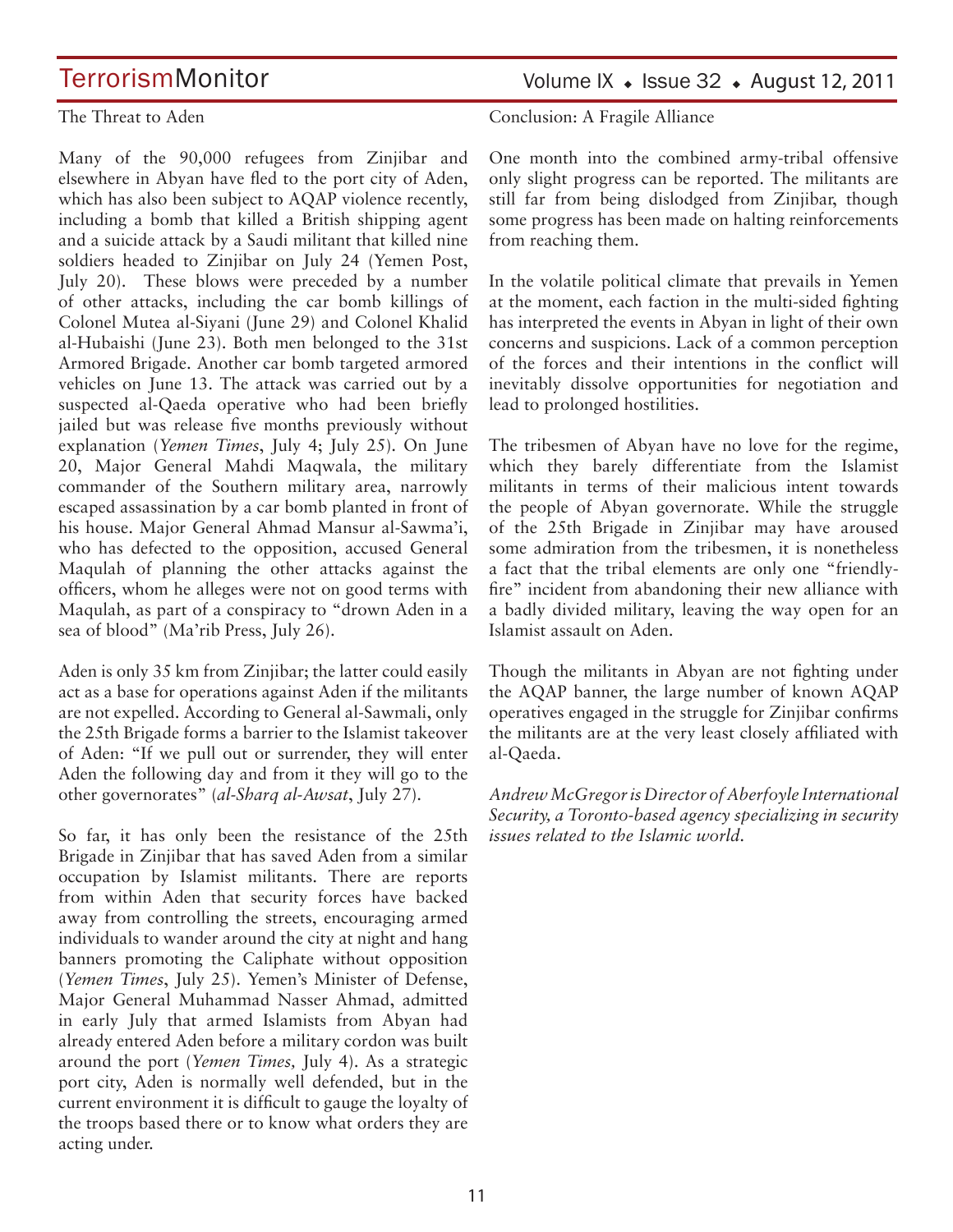## The Threat to Aden

Many of the 90,000 refugees from Zinjibar and elsewhere in Abyan have fled to the port city of Aden, which has also been subject to AQAP violence recently, including a bomb that killed a British shipping agent and a suicide attack by a Saudi militant that killed nine soldiers headed to Zinjibar on July 24 (Yemen Post, July 20). These blows were preceded by a number of other attacks, including the car bomb killings of Colonel Mutea al-Siyani (June 29) and Colonel Khalid al-Hubaishi (June 23). Both men belonged to the 31st Armored Brigade. Another car bomb targeted armored vehicles on June 13. The attack was carried out by a suspected al-Qaeda operative who had been briefly jailed but was release five months previously without explanation (*Yemen Times*, July 4; July 25). On June 20, Major General Mahdi Maqwala, the military commander of the Southern military area, narrowly escaped assassination by a car bomb planted in front of his house. Major General Ahmad Mansur al-Sawma'i, who has defected to the opposition, accused General Maqulah of planning the other attacks against the officers, whom he alleges were not on good terms with Maqulah, as part of a conspiracy to "drown Aden in a sea of blood" (Ma'rib Press, July 26).

Aden is only 35 km from Zinjibar; the latter could easily act as a base for operations against Aden if the militants are not expelled. According to General al-Sawmali, only the 25th Brigade forms a barrier to the Islamist takeover of Aden: "If we pull out or surrender, they will enter Aden the following day and from it they will go to the other governorates" (*al-Sharq al-Awsat*, July 27).

So far, it has only been the resistance of the 25th Brigade in Zinjibar that has saved Aden from a similar occupation by Islamist militants. There are reports from within Aden that security forces have backed away from controlling the streets, encouraging armed individuals to wander around the city at night and hang banners promoting the Caliphate without opposition (*Yemen Times*, July 25). Yemen's Minister of Defense, Major General Muhammad Nasser Ahmad, admitted in early July that armed Islamists from Abyan had already entered Aden before a military cordon was built around the port (*Yemen Times,* July 4). As a strategic port city, Aden is normally well defended, but in the current environment it is difficult to gauge the loyalty of the troops based there or to know what orders they are acting under.

## Conclusion: A Fragile Alliance

One month into the combined army-tribal offensive only slight progress can be reported. The militants are still far from being dislodged from Zinjibar, though some progress has been made on halting reinforcements from reaching them.

In the volatile political climate that prevails in Yemen at the moment, each faction in the multi-sided fighting has interpreted the events in Abyan in light of their own concerns and suspicions. Lack of a common perception of the forces and their intentions in the conflict will inevitably dissolve opportunities for negotiation and lead to prolonged hostilities.

The tribesmen of Abyan have no love for the regime, which they barely differentiate from the Islamist militants in terms of their malicious intent towards the people of Abyan governorate. While the struggle of the 25th Brigade in Zinjibar may have aroused some admiration from the tribesmen, it is nonetheless a fact that the tribal elements are only one "friendly-fire" incident from abandoning their new alliance with a badly divided military, leaving the way open for an Islamist assault on Aden.

Though the militants in Abyan are not fighting under the AQAP banner, the large number of known AQAP operatives engaged in the struggle for Zinjibar confirms the militants are at the very least closely affiliated with al-Qaeda.

*Andrew McGregor is Director of Aberfoyle International Security, a Toronto-based agency specializing in security issues related to the Islamic world.*